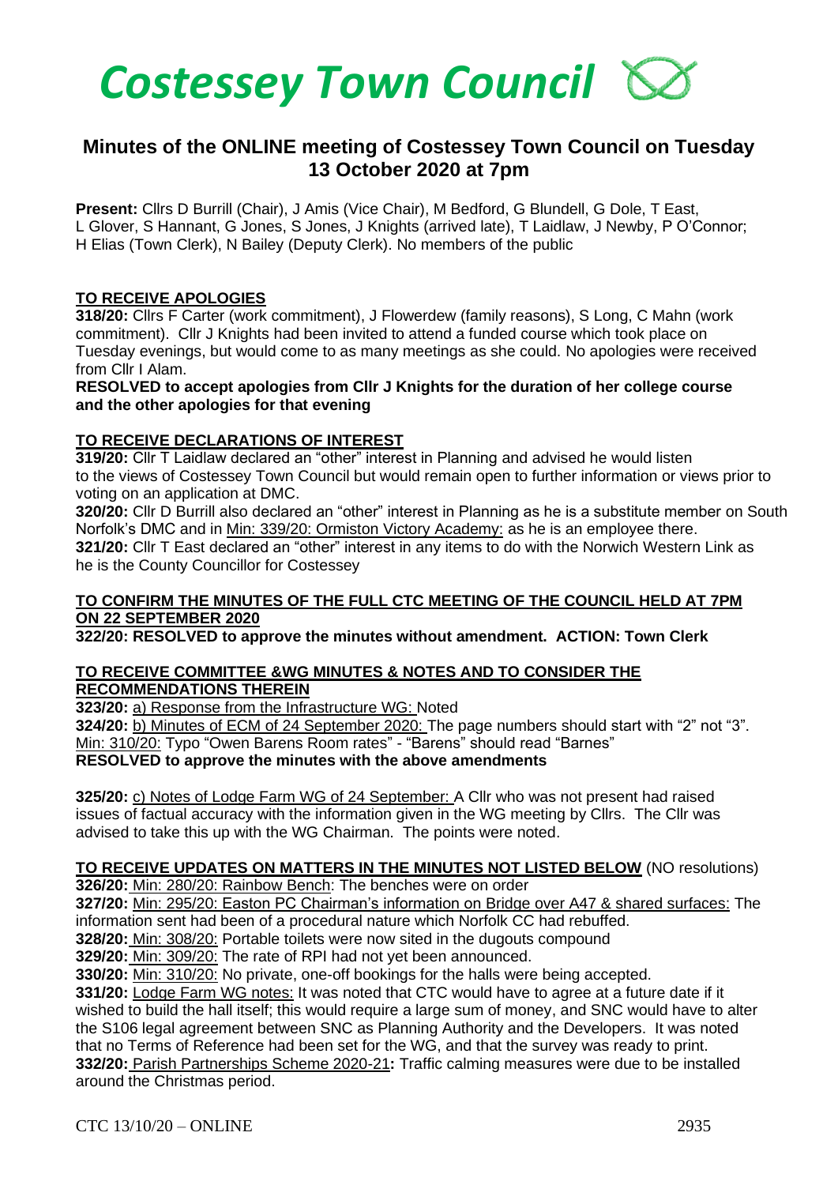# Costessey Town Council

## Minutes of the ONLINE meeting of Costessey Town Council on Tuesday 13 October 2020 at 7pm

**Present:** Cllrs D Burrill (Chair), J Amis (Vice Chair), M Bedford, G Blundell, G Dole, T East, L Glover, S Hannant, G Jones, S Jones, J Knights (arrived late), T Laidlaw, J Newby, P O'Connor; H Elias (Town Clerk), N Bailey (Deputy Clerk). No members of the public

**TO RECEIVE APOLOGIES**

**318/20:** Cllrs F Carter (work commitment), J Flowerdew (family reasons), S Long, C Mahn (work commitment). Cllr J Knights had been invited to attend a funded course which took place on Tuesday evenings, but would come to as many meetings as she could. No apologies were received from Cllr I Alam.

**RESOLVED to accept apologies from Cllr J Knights for the duration of her college course and the other apologies for that evening**

**TO RECEIVE DECLARATIONS OF INTEREST**

**319/20:** Cllr T Laidlaw declared an "other" interest in Planning and advised he would listen to the views of Costessey Town Council but would remain open to further information or views prior to voting on an application at DMC.

**320/20:** Cllr D Burrill also declared an "other" interest in Planning as he is a substitute member on South Norfolk's DMC and in Min: 339/20: Ormiston Victory Academy: as he is an employee there.

**321/20:** Cllr T East declared an "other" interest in any items to do with the Norwich Western Link as he is the County Councillor for Costessey

**TO CONFIRM THE MINUTES OF THE FULL CTC MEETING OF THE COUNCIL HELD AT 7PM ON 22 SEPTEMBER 2020**

**322/20: RESOLVED to approve the minutes without amendment. ACTION: Town Clerk**

**TO RECEIVE COMMITTEE &WG MINUTES & NOTES AND TO CONSIDER THE RECOMMENDATIONS THEREIN**

**323/20:** a) Response from the Infrastructure WG: Noted

**324/20:** b) Minutes of ECM of 24 September 2020: The page numbers should start with "2" not "3". Min: 310/20: Typo "Owen Barens Room rates" - "Barens" should read "Barnes"

**RESOLVED to approve the minutes with the above amendments**

**325/20:** c) Notes of Lodge Farm WG of 24 September: A Cllr who was not present had raised issues of factual accuracy with the information given in the WG meeting by Cllrs. The Cllr was advised to take this up with the WG Chairman. The points were noted.

**TO RECEIVE UPDATES ON MATTERS IN THE MINUTES NOT LISTED BELOW** (NO resolutions)

**326/20:** Min: 280/20: Rainbow Bench: The benches were on order

**327/20:** Min: 295/20: Easton PC Chairman's information on Bridge over A47 & shared surfaces: The information sent had been of a procedural nature which Norfolk CC had rebuffed.

**328/20:** Min: 308/20: Portable toilets were now sited in the dugouts compound

**329/20:** Min: 309/20: The rate of RPI had not yet been announced.

**330/20:** Min: 310/20: No private, one-off bookings for the halls were being accepted.

**331/20:** Lodge Farm WG notes: It was noted that CTC would have to agree at a future date if it wished to build the hall itself; this would require a large sum of money, and SNC would have to alter the S106 legal agreement between SNC as Planning Authority and the Developers. It was noted that no Terms of Reference had been set for the WG, and that the survey was ready to print.

**332/20:** Parish Partnerships Scheme 2020-21**:** Traffic calming measures were due to be installed around the Christmas period.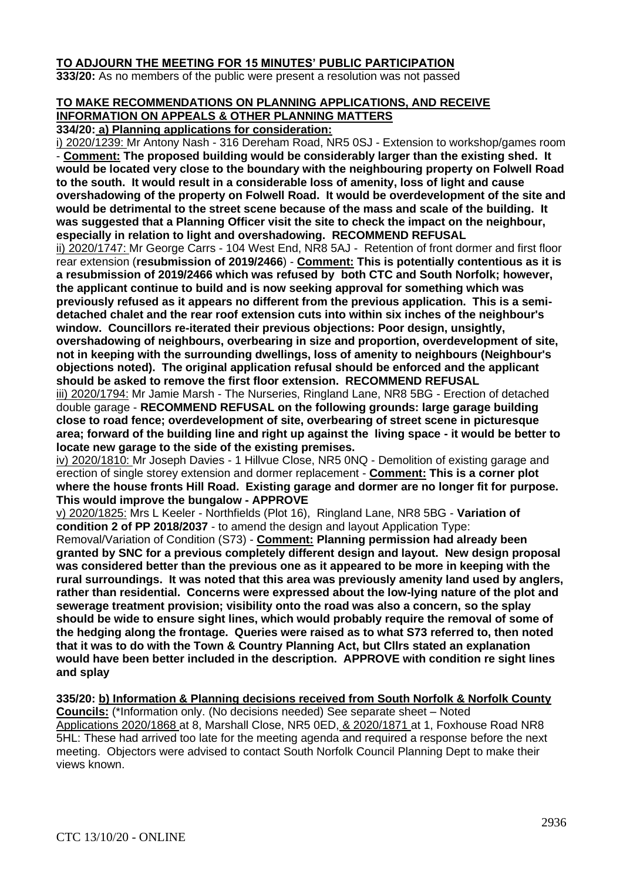**TO ADJOURN THE MEETING FOR 15 MINUTES' PUBLIC PARTICIPATION**

**333/20:** As no members of the public were present a resolution was not passed

**TO MAKE RECOMMENDATIONS ON PLANNING APPLICATIONS, AND RECEIVE INFORMATION ON APPEALS & OTHER PLANNING MATTERS**

**334/20: a) Planning applications for consideration:**

i) 2020/1239: Mr Antony Nash - 316 Dereham Road, NR5 0SJ - Extension to workshop/games room - **Comment: The proposed building would be considerably larger than the existing shed. It would be located very close to the boundary with the neighbouring property on Folwell Road to the south. It would result in a considerable loss of amenity, loss of light and cause overshadowing of the property on Folwell Road. It would be overdevelopment of the site and would be detrimental to the street scene because of the mass and scale of the building. It was suggested that a Planning Officer visit the site to check the impact on the neighbour, especially in relation to light and overshadowing. RECOMMEND REFUSAL**

ii) 2020/1747: Mr George Carrs - 104 West End, NR8 5AJ - Retention of front dormer and first floor rear extension (**resubmission of 2019/2466**) - **Comment: This is potentially contentious as it is a resubmission of 2019/2466 which was refused by both CTC and South Norfolk; however, the applicant continue to build and is now seeking approval for something which was previously refused as it appears no different from the previous application. This is a semi-detached chalet and the rear roof extension cuts into within six inches of the neighbour's window. Councillors re-iterated their previous objections: Poor design, unsightly, overshadowing of neighbours, overbearing in size and proportion, overdevelopment of site, not in keeping with the surrounding dwellings, loss of amenity to neighbours (Neighbour's objections noted). The original application refusal should be enforced and the applicant should be asked to remove the first floor extension. RECOMMEND REFUSAL**

iii) 2020/1794: Mr Jamie Marsh - The Nurseries, Ringland Lane, NR8 5BG - Erection of detached double garage - **RECOMMEND REFUSAL on the following grounds: large garage building close to road fence; overdevelopment of site, overbearing of street scene in picturesque area; forward of the building line and right up against the living space - it would be better to locate new garage to the side of the existing premises.**

iv) 2020/1810: Mr Joseph Davies - 1 Hillvue Close, NR5 0NQ - Demolition of existing garage and erection of single storey extension and dormer replacement - **Comment: This is a corner plot where the house fronts Hill Road. Existing garage and dormer are no longer fit for purpose. This would improve the bungalow - APPROVE**

v) 2020/1825: Mrs L Keeler - Northfields (Plot 16), Ringland Lane, NR8 5BG - **Variation of condition 2 of PP 2018/2037** - to amend the design and layout Application Type: Removal/Variation of Condition (S73) - **Comment: Planning permission had already been granted by SNC for a previous completely different design and layout. New design proposal was considered better than the previous one as it appeared to be more in keeping with the rural surroundings. It was noted that this area was previously amenity land used by anglers, rather than residential. Concerns were expressed about the low-lying nature of the plot and sewerage treatment provision; visibility onto the road was also a concern, so the splay should be wide to ensure sight lines, which would probably require the removal of some of the hedging along the frontage. Queries were raised as to what S73 referred to, then noted that it was to do with the Town & Country Planning Act, but Cllrs stated an explanation would have been better included in the description. APPROVE with condition re sight lines and splay**

**335/20: b) Information & Planning decisions received from South Norfolk & Norfolk County Councils:** (*Information only. (No decisions needed) See separate sheet – Noted

Applications 2020/1868 at 8, Marshall Close, NR5 0ED, & 2020/1871 at 1, Foxhouse Road NR8 5HL: These had arrived too late for the meeting agenda and required a response before the next meeting. Objectors were advised to contact South Norfolk Council Planning Dept to make their views known.

CTC 13/10/20 - ONLINE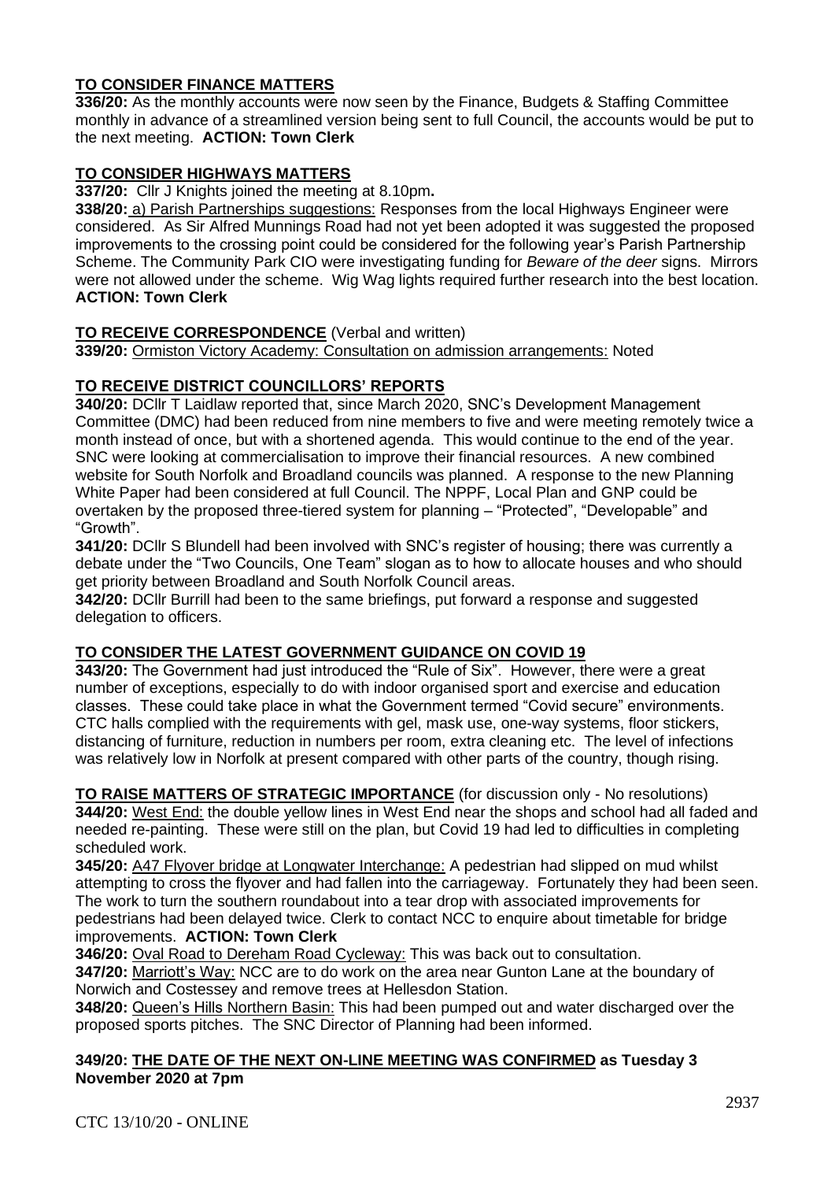## TO CONSIDER FINANCE MATTERS

**336/20:** As the monthly accounts were now seen by the Finance, Budgets & Staffing Committee monthly in advance of a streamlined version being sent to full Council, the accounts would be put to the next meeting. **ACTION: Town Clerk**

## TO CONSIDER HIGHWAYS MATTERS

**337/20:** Cllr J Knights joined the meeting at 8.10pm**.**

**338/20:** a) Parish Partnerships suggestions: Responses from the local Highways Engineer were considered. As Sir Alfred Munnings Road had not yet been adopted it was suggested the proposed improvements to the crossing point could be considered for the following year's Parish Partnership Scheme. The Community Park CIO were investigating funding for *Beware of the deer* signs. Mirrors were not allowed under the scheme. Wig Wag lights required further research into the best location. **ACTION: Town Clerk**

## TO RECEIVE CORRESPONDENCE (Verbal and written)

**339/20:** Ormiston Victory Academy: Consultation on admission arrangements: Noted

## TO RECEIVE DISTRICT COUNCILLORS' REPORTS

**340/20:** DCllr T Laidlaw reported that, since March 2020, SNC's Development Management Committee (DMC) had been reduced from nine members to five and were meeting remotely twice a month instead of once, but with a shortened agenda. This would continue to the end of the year. SNC were looking at commercialisation to improve their financial resources. A new combined website for South Norfolk and Broadland councils was planned. A response to the new Planning White Paper had been considered at full Council. The NPPF, Local Plan and GNP could be overtaken by the proposed three-tiered system for planning – "Protected", "Developable" and "Growth".

**341/20:** DCllr S Blundell had been involved with SNC's register of housing; there was currently a debate under the "Two Councils, One Team" slogan as to how to allocate houses and who should get priority between Broadland and South Norfolk Council areas.

**342/20:** DCllr Burrill had been to the same briefings, put forward a response and suggested delegation to officers.

## TO CONSIDER THE LATEST GOVERNMENT GUIDANCE ON COVID 19

**343/20:** The Government had just introduced the "Rule of Six". However, there were a great number of exceptions, especially to do with indoor organised sport and exercise and education classes. These could take place in what the Government termed "Covid secure" environments. CTC halls complied with the requirements with gel, mask use, one-way systems, floor stickers, distancing of furniture, reduction in numbers per room, extra cleaning etc. The level of infections was relatively low in Norfolk at present compared with other parts of the country, though rising.

## TO RAISE MATTERS OF STRATEGIC IMPORTANCE (for discussion only - No resolutions)

**344/20:** West End: the double yellow lines in West End near the shops and school had all faded and needed re-painting. These were still on the plan, but Covid 19 had led to difficulties in completing scheduled work.

**345/20:** A47 Flyover bridge at Longwater Interchange: A pedestrian had slipped on mud whilst attempting to cross the flyover and had fallen into the carriageway. Fortunately they had been seen. The work to turn the southern roundabout into a tear drop with associated improvements for pedestrians had been delayed twice. Clerk to contact NCC to enquire about timetable for bridge improvements. **ACTION: Town Clerk**

**346/20:** Oval Road to Dereham Road Cycleway: This was back out to consultation.

**347/20:** Marriott's Way: NCC are to do work on the area near Gunton Lane at the boundary of Norwich and Costessey and remove trees at Hellesdon Station.

**348/20:** Queen's Hills Northern Basin: This had been pumped out and water discharged over the proposed sports pitches. The SNC Director of Planning had been informed.

**349/20: THE DATE OF THE NEXT ON-LINE MEETING WAS CONFIRMED as Tuesday 3 November 2020 at 7pm**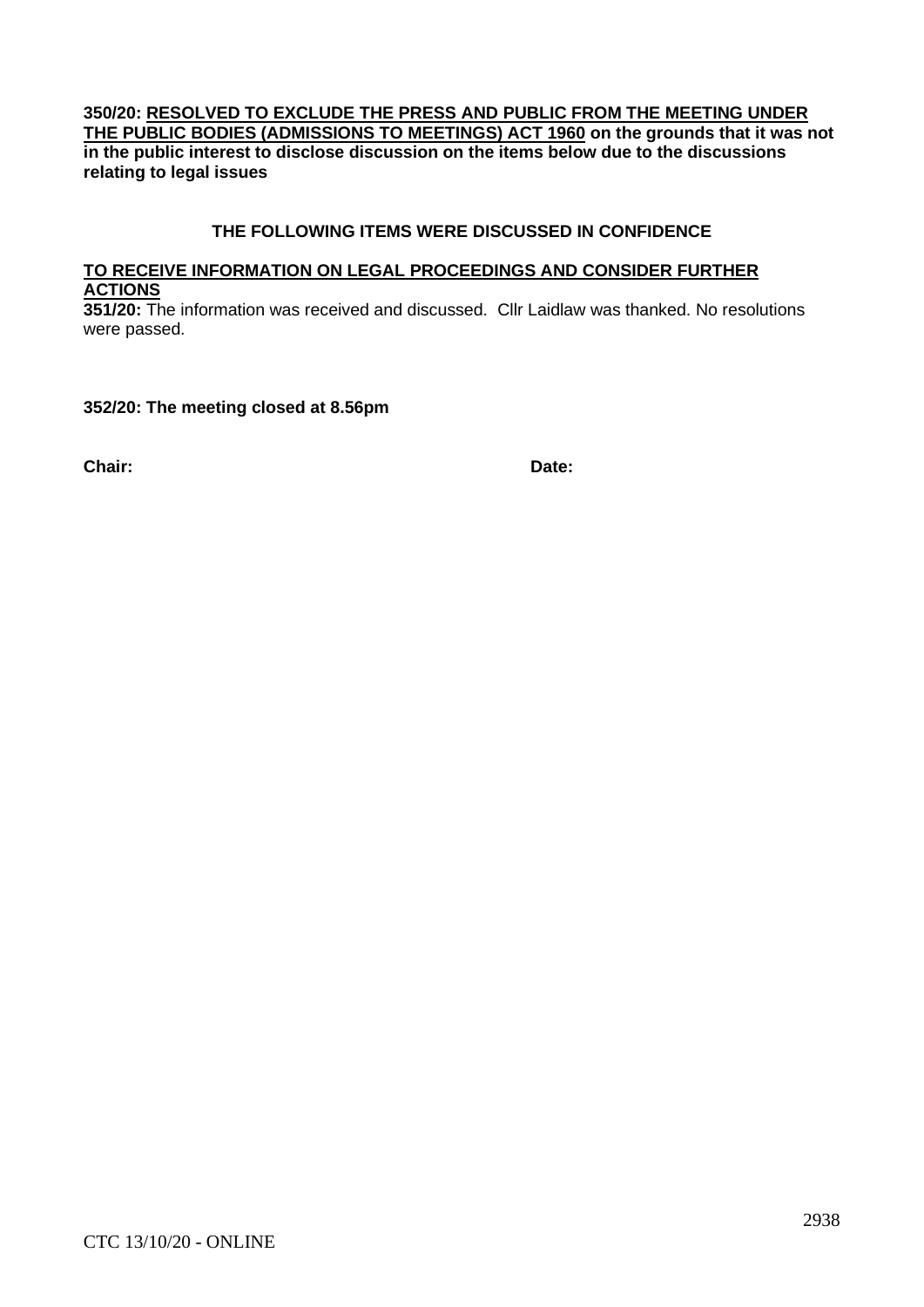**350/20: <u>RESOLVED TO EXCLUDE THE PRESS AND PUBLIC FROM THE MEETING UNDER THE PUBLIC BODIES (ADMISSIONS TO MEETINGS) ACT 1960</u> on the grounds that it was not in the public interest to disclose discussion on the items below due to the discussions relating to legal issues**

**THE FOLLOWING ITEMS WERE DISCUSSED IN CONFIDENCE**

**<u>TO RECEIVE INFORMATION ON LEGAL PROCEEDINGS AND CONSIDER FURTHER ACTIONS</u>**

**351/20:** The information was received and discussed. Cllr Laidlaw was thanked. No resolutions were passed.

**352/20: The meeting closed at 8.56pm**

**Chair:** **Date:**